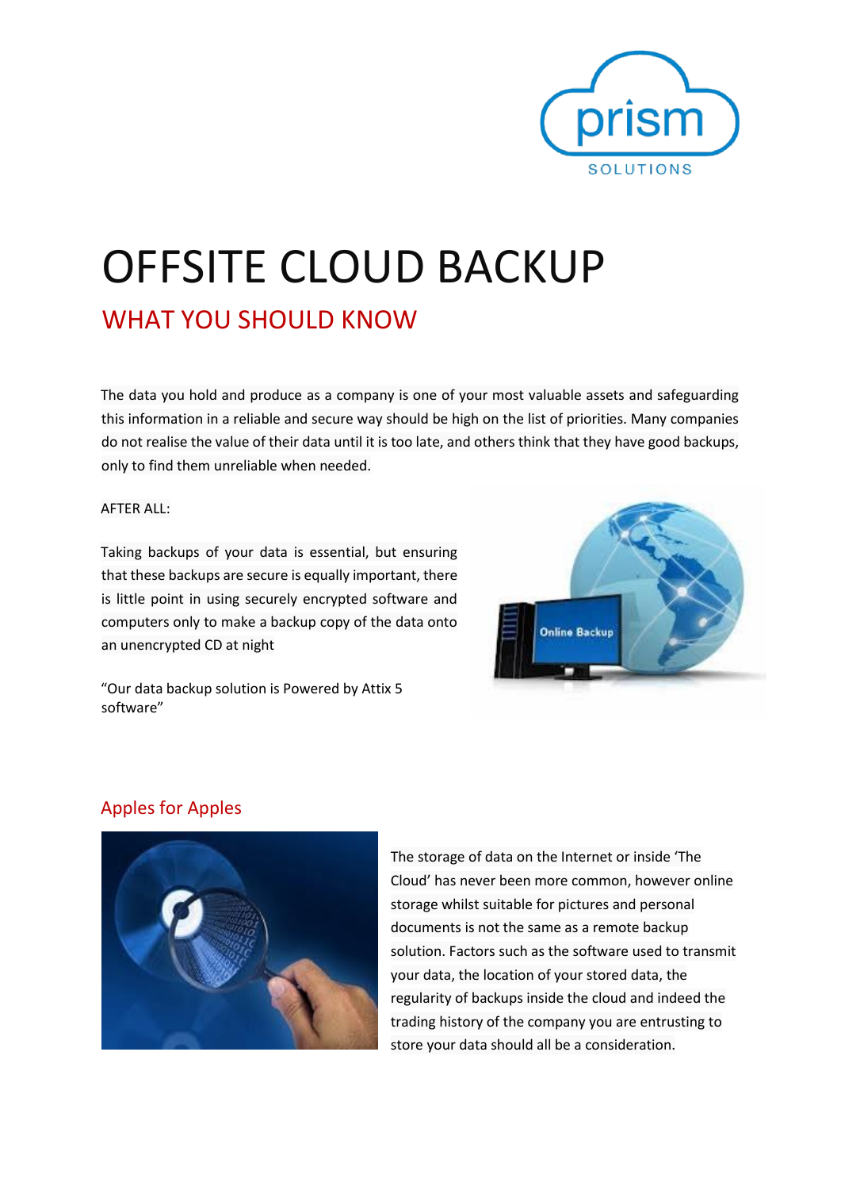# OFFSITE CLOUD BACKUP

## WHAT YOU SHOULD KNOW

The data you hold and produce as a company is one of your most valuable assets and safeguarding this information in a reliable and secure way should be high on the list of priorities. Many companies do not realise the value of their data until it is too late, and others think that they have good backups, only to find them unreliable when needed.

AFTER ALL:

Taking backups of your data is essential, but ensuring that these backups are secure is equally important, there is little point in using securely encrypted software and computers only to make a backup copy of the data onto an unencrypted CD at night

"Our data backup solution is Powered by Attix 5 software"

### Apples for Apples

The storage of data on the Internet or inside 'The Cloud' has never been more common, however online storage whilst suitable for pictures and personal documents is not the same as a remote backup solution. Factors such as the software used to transmit your data, the location of your stored data, the regularity of backups inside the cloud and indeed the trading history of the company you are entrusting to store your data should all be a consideration.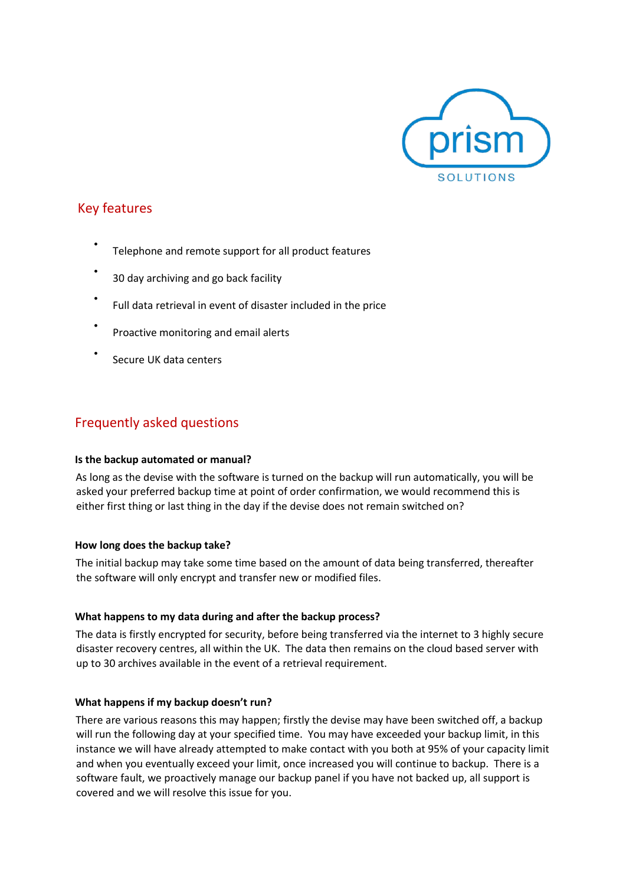prism

SOLUTIONS

## Key features

- Telephone and remote support for all product features
- 30 day archiving and go back facility
- Full data retrieval in event of disaster included in the price
- Proactive monitoring and email alerts
- Secure UK data centers

## Frequently asked questions

**Is the backup automated or manual?**

As long as the devise with the software is turned on the backup will run automatically, you will be asked your preferred backup time at point of order confirmation, we would recommend this is either first thing or last thing in the day if the devise does not remain switched on?

**How long does the backup take?**

The initial backup may take some time based on the amount of data being transferred, thereafter the software will only encrypt and transfer new or modified files.

**What happens to my data during and after the backup process?**

The data is firstly encrypted for security, before being transferred via the internet to 3 highly secure disaster recovery centres, all within the UK. The data then remains on the cloud based server with up to 30 archives available in the event of a retrieval requirement.

**What happens if my backup doesn't run?**

There are various reasons this may happen; firstly the devise may have been switched off, a backup will run the following day at your specified time. You may have exceeded your backup limit, in this instance we will have already attempted to make contact with you both at 95% of your capacity limit and when you eventually exceed your limit, once increased you will continue to backup. There is a software fault, we proactively manage our backup panel if you have not backed up, all support is covered and we will resolve this issue for you.